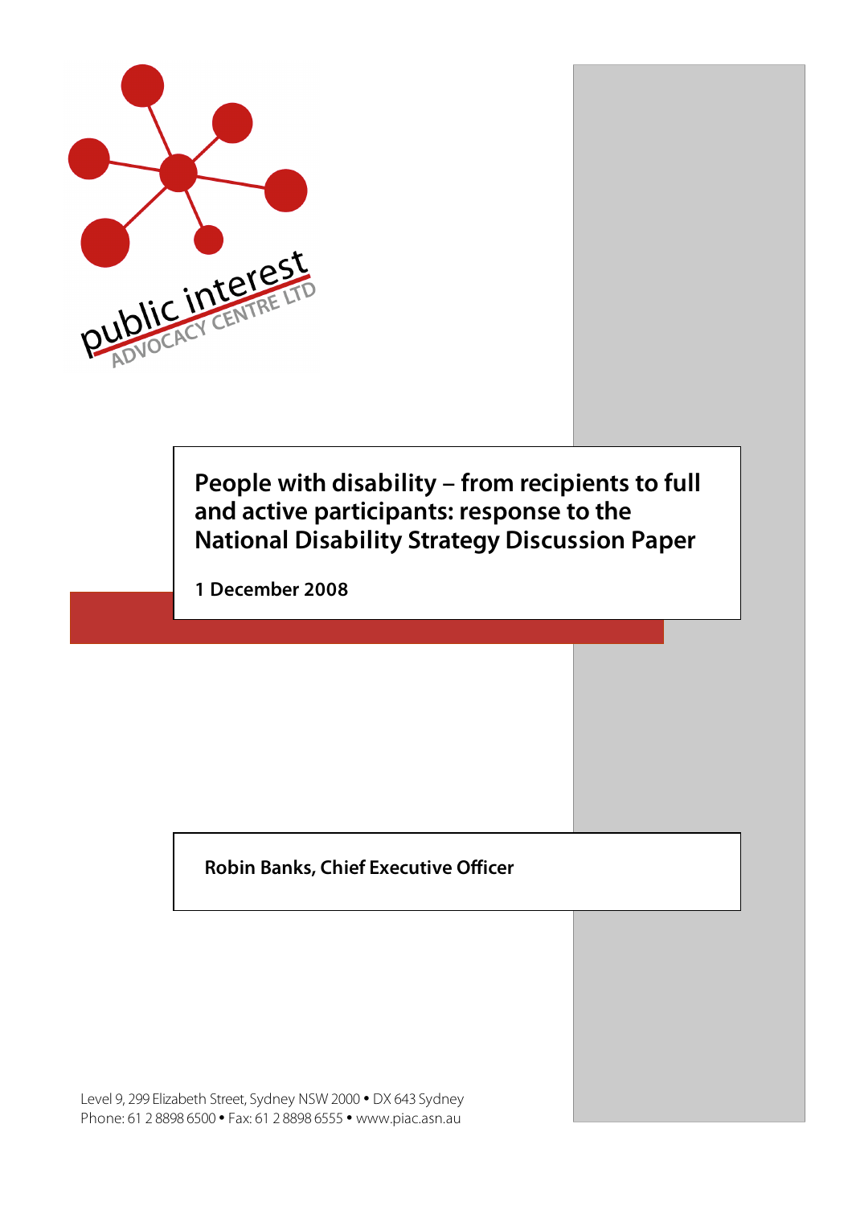public interest ADVOCACY CENTRE LTD

# People with disability – from recipients to full and active participants: response to the National Disability Strategy Discussion Paper

**1 December 2008**

**Robin Banks, Chief Executive Officer**

Level 9, 299 Elizabeth Street, Sydney NSW 2000 • DX 643 Sydney
Phone: 61 2 8898 6500 • Fax: 61 2 8898 6555 • www.piac.asn.au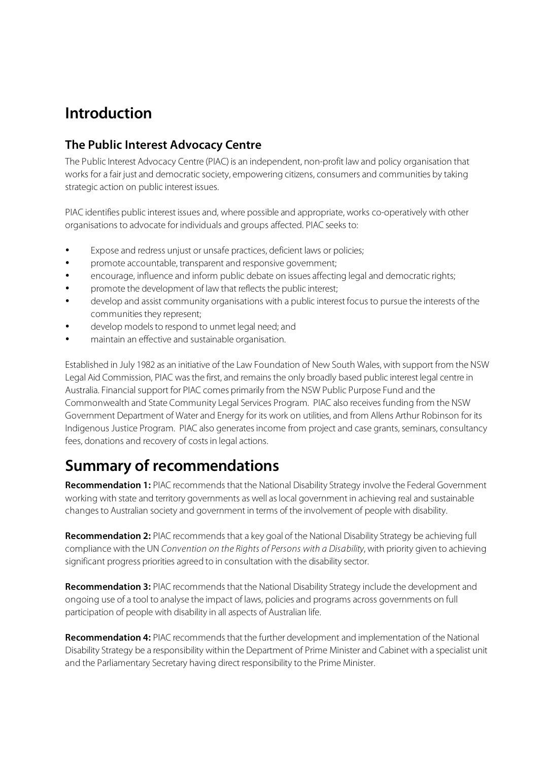# Introduction

## The Public Interest Advocacy Centre

The Public Interest Advocacy Centre (PIAC) is an independent, non-profit law and policy organisation that works for a fair just and democratic society, empowering citizens, consumers and communities by taking strategic action on public interest issues.

PIAC identifies public interest issues and, where possible and appropriate, works co-operatively with other organisations to advocate for individuals and groups affected. PIAC seeks to:

- Expose and redress unjust or unsafe practices, deficient laws or policies;
- promote accountable, transparent and responsive government;
- encourage, influence and inform public debate on issues affecting legal and democratic rights;
- promote the development of law that reflects the public interest;
- develop and assist community organisations with a public interest focus to pursue the interests of the communities they represent;
- develop models to respond to unmet legal need; and
- maintain an effective and sustainable organisation.

Established in July 1982 as an initiative of the Law Foundation of New South Wales, with support from the NSW Legal Aid Commission, PIAC was the first, and remains the only broadly based public interest legal centre in Australia. Financial support for PIAC comes primarily from the NSW Public Purpose Fund and the Commonwealth and State Community Legal Services Program. PIAC also receives funding from the NSW Government Department of Water and Energy for its work on utilities, and from Allens Arthur Robinson for its Indigenous Justice Program. PIAC also generates income from project and case grants, seminars, consultancy fees, donations and recovery of costs in legal actions.

# Summary of recommendations

**Recommendation 1:** PIAC recommends that the National Disability Strategy involve the Federal Government working with state and territory governments as well as local government in achieving real and sustainable changes to Australian society and government in terms of the involvement of people with disability.

**Recommendation 2:** PIAC recommends that a key goal of the National Disability Strategy be achieving full compliance with the UN *Convention on the Rights of Persons with a Disability*, with priority given to achieving significant progress priorities agreed to in consultation with the disability sector.

**Recommendation 3:** PIAC recommends that the National Disability Strategy include the development and ongoing use of a tool to analyse the impact of laws, policies and programs across governments on full participation of people with disability in all aspects of Australian life.

**Recommendation 4:** PIAC recommends that the further development and implementation of the National Disability Strategy be a responsibility within the Department of Prime Minister and Cabinet with a specialist unit and the Parliamentary Secretary having direct responsibility to the Prime Minister.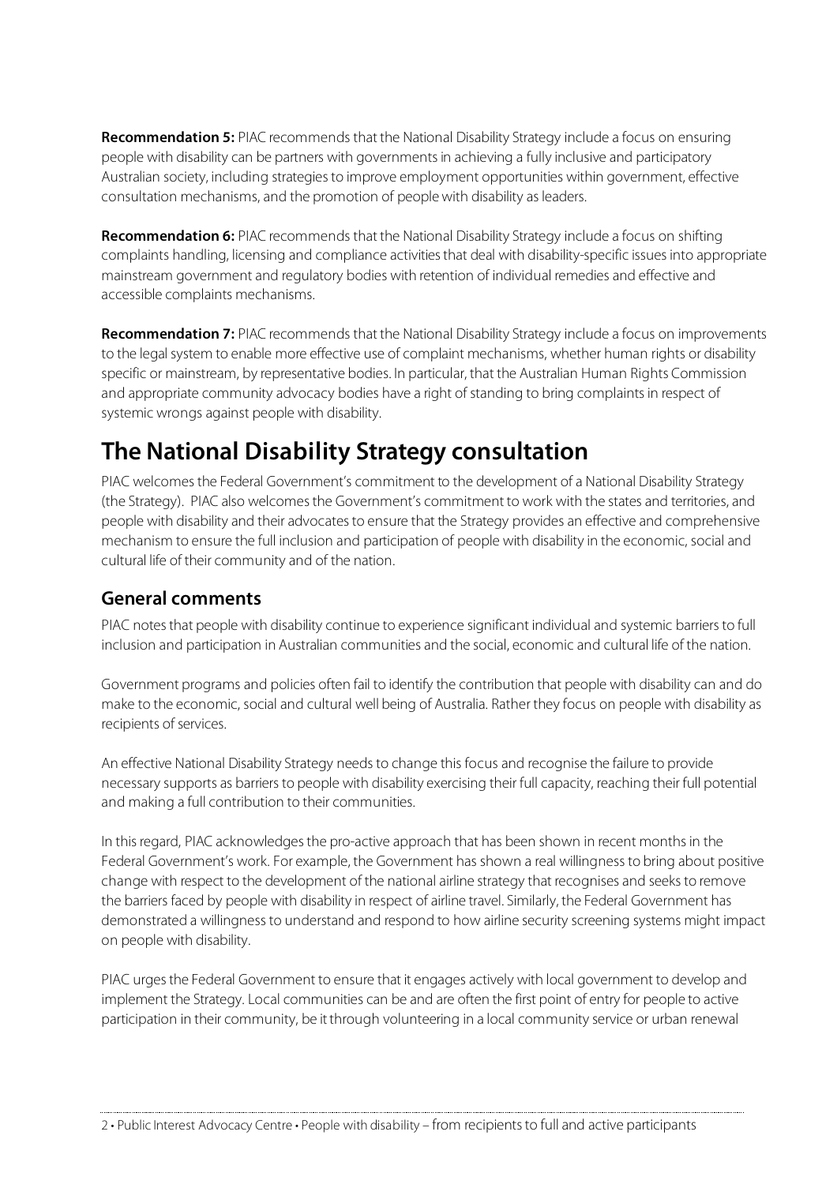**Recommendation 5:** PIAC recommends that the National Disability Strategy include a focus on ensuring people with disability can be partners with governments in achieving a fully inclusive and participatory Australian society, including strategies to improve employment opportunities within government, effective consultation mechanisms, and the promotion of people with disability as leaders.

**Recommendation 6:** PIAC recommends that the National Disability Strategy include a focus on shifting complaints handling, licensing and compliance activities that deal with disability-specific issues into appropriate mainstream government and regulatory bodies with retention of individual remedies and effective and accessible complaints mechanisms.

**Recommendation 7:** PIAC recommends that the National Disability Strategy include a focus on improvements to the legal system to enable more effective use of complaint mechanisms, whether human rights or disability specific or mainstream, by representative bodies. In particular, that the Australian Human Rights Commission and appropriate community advocacy bodies have a right of standing to bring complaints in respect of systemic wrongs against people with disability.

# The National Disability Strategy consultation

PIAC welcomes the Federal Government's commitment to the development of a National Disability Strategy (the Strategy). PIAC also welcomes the Government's commitment to work with the states and territories, and people with disability and their advocates to ensure that the Strategy provides an effective and comprehensive mechanism to ensure the full inclusion and participation of people with disability in the economic, social and cultural life of their community and of the nation.

## General comments

PIAC notes that people with disability continue to experience significant individual and systemic barriers to full inclusion and participation in Australian communities and the social, economic and cultural life of the nation.

Government programs and policies often fail to identify the contribution that people with disability can and do make to the economic, social and cultural well being of Australia. Rather they focus on people with disability as recipients of services.

An effective National Disability Strategy needs to change this focus and recognise the failure to provide necessary supports as barriers to people with disability exercising their full capacity, reaching their full potential and making a full contribution to their communities.

In this regard, PIAC acknowledges the pro-active approach that has been shown in recent months in the Federal Government's work. For example, the Government has shown a real willingness to bring about positive change with respect to the development of the national airline strategy that recognises and seeks to remove the barriers faced by people with disability in respect of airline travel. Similarly, the Federal Government has demonstrated a willingness to understand and respond to how airline security screening systems might impact on people with disability.

PIAC urges the Federal Government to ensure that it engages actively with local government to develop and implement the Strategy. Local communities can be and are often the first point of entry for people to active participation in their community, be it through volunteering in a local community service or urban renewal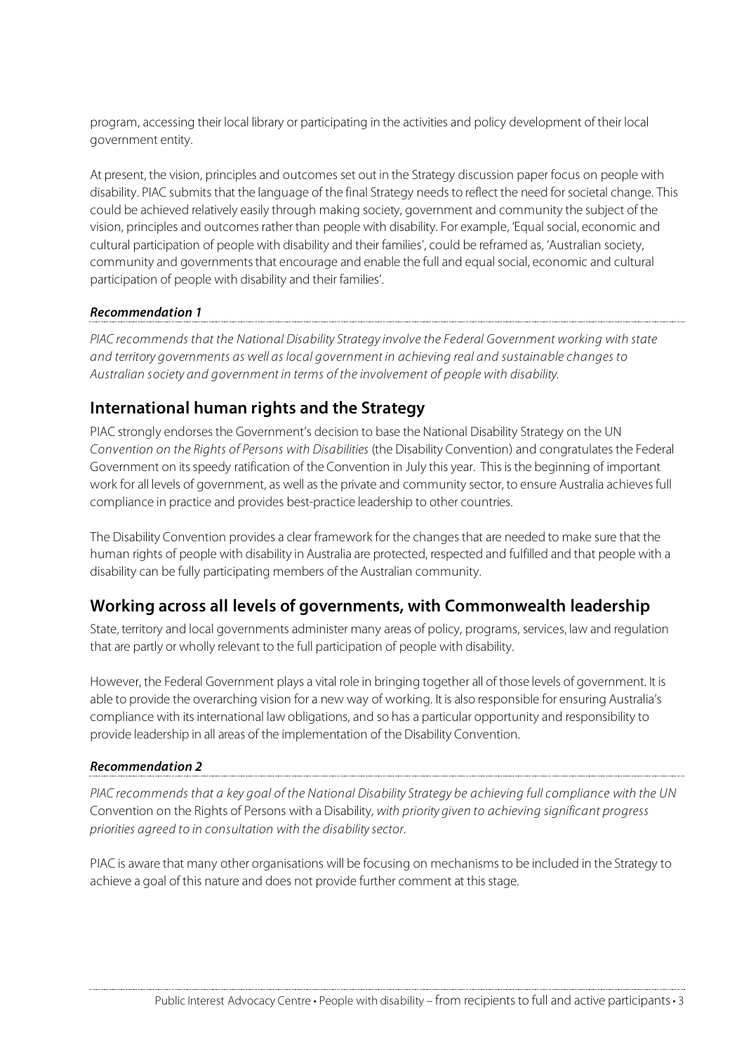program, accessing their local library or participating in the activities and policy development of their local government entity.

At present, the vision, principles and outcomes set out in the Strategy discussion paper focus on people with disability. PIAC submits that the language of the final Strategy needs to reflect the need for societal change. This could be achieved relatively easily through making society, government and community the subject of the vision, principles and outcomes rather than people with disability. For example, 'Equal social, economic and cultural participation of people with disability and their families', could be reframed as, 'Australian society, community and governments that encourage and enable the full and equal social, economic and cultural participation of people with disability and their families'.

***Recommendation 1***

*PIAC recommends that the National Disability Strategy involve the Federal Government working with state and territory governments as well as local government in achieving real and sustainable changes to Australian society and government in terms of the involvement of people with disability.*

## International human rights and the Strategy

PIAC strongly endorses the Government's decision to base the National Disability Strategy on the UN *Convention on the Rights of Persons with Disabilities* (the Disability Convention) and congratulates the Federal Government on its speedy ratification of the Convention in July this year. This is the beginning of important work for all levels of government, as well as the private and community sector, to ensure Australia achieves full compliance in practice and provides best-practice leadership to other countries.

The Disability Convention provides a clear framework for the changes that are needed to make sure that the human rights of people with disability in Australia are protected, respected and fulfilled and that people with a disability can be fully participating members of the Australian community.

## Working across all levels of governments, with Commonwealth leadership

State, territory and local governments administer many areas of policy, programs, services, law and regulation that are partly or wholly relevant to the full participation of people with disability.

However, the Federal Government plays a vital role in bringing together all of those levels of government. It is able to provide the overarching vision for a new way of working. It is also responsible for ensuring Australia's compliance with its international law obligations, and so has a particular opportunity and responsibility to provide leadership in all areas of the implementation of the Disability Convention.

***Recommendation 2***

*PIAC recommends that a key goal of the National Disability Strategy be achieving full compliance with the UN* Convention on the Rights of Persons with a Disability, *with priority given to achieving significant progress priorities agreed to in consultation with the disability sector.*

PIAC is aware that many other organisations will be focusing on mechanisms to be included in the Strategy to achieve a goal of this nature and does not provide further comment at this stage.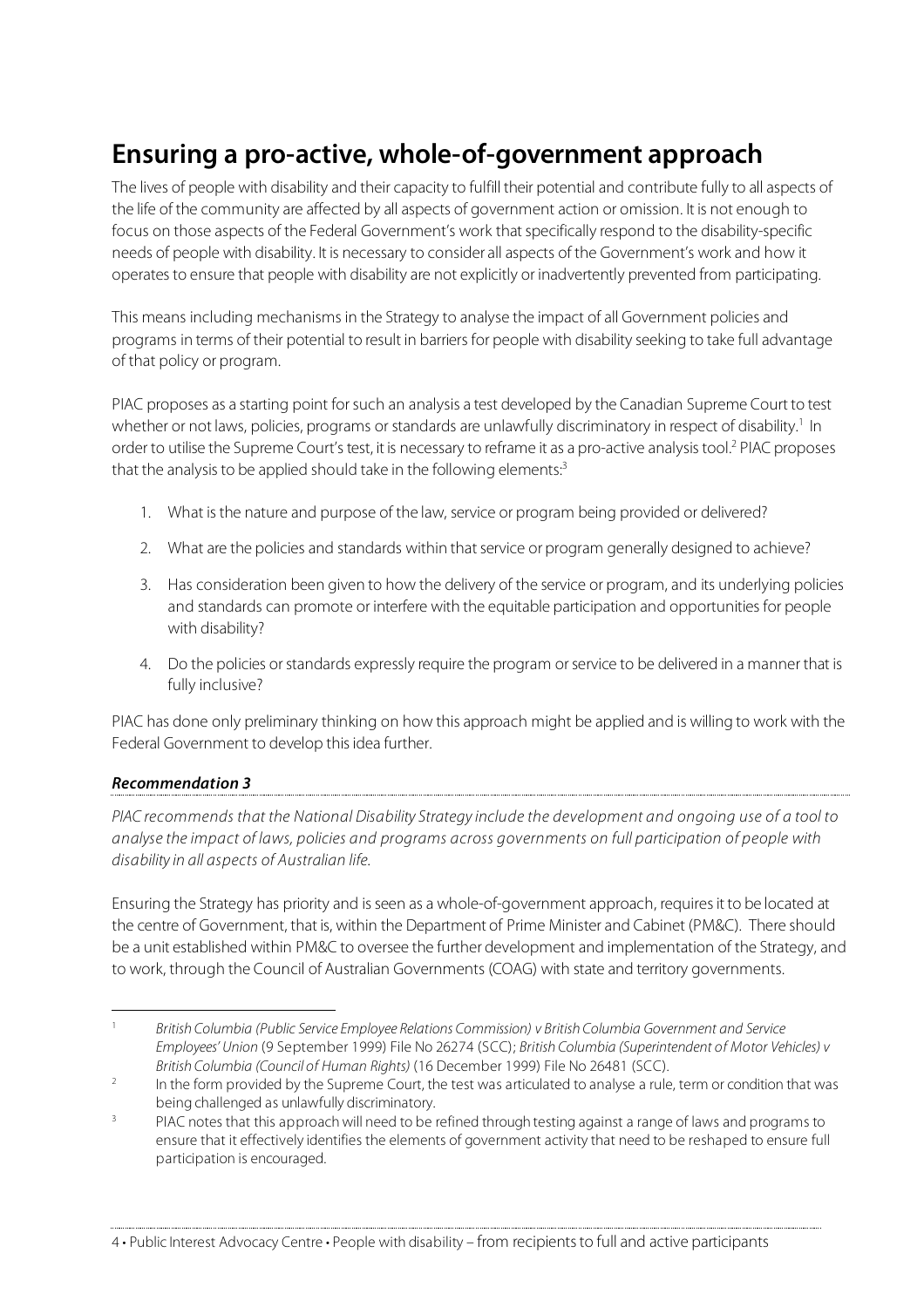## Ensuring a pro-active, whole-of-government approach

The lives of people with disability and their capacity to fulfill their potential and contribute fully to all aspects of the life of the community are affected by all aspects of government action or omission. It is not enough to focus on those aspects of the Federal Government's work that specifically respond to the disability-specific needs of people with disability. It is necessary to consider all aspects of the Government's work and how it operates to ensure that people with disability are not explicitly or inadvertently prevented from participating.

This means including mechanisms in the Strategy to analyse the impact of all Government policies and programs in terms of their potential to result in barriers for people with disability seeking to take full advantage of that policy or program.

PIAC proposes as a starting point for such an analysis a test developed by the Canadian Supreme Court to test whether or not laws, policies, programs or standards are unlawfully discriminatory in respect of disability.[1] In order to utilise the Supreme Court's test, it is necessary to reframe it as a pro-active analysis tool.[2] PIAC proposes that the analysis to be applied should take in the following elements:[3]

1. What is the nature and purpose of the law, service or program being provided or delivered?
2. What are the policies and standards within that service or program generally designed to achieve?
3. Has consideration been given to how the delivery of the service or program, and its underlying policies and standards can promote or interfere with the equitable participation and opportunities for people with disability?
4. Do the policies or standards expressly require the program or service to be delivered in a manner that is fully inclusive?

PIAC has done only preliminary thinking on how this approach might be applied and is willing to work with the Federal Government to develop this idea further.

***Recommendation 3***

*PIAC recommends that the National Disability Strategy include the development and ongoing use of a tool to analyse the impact of laws, policies and programs across governments on full participation of people with disability in all aspects of Australian life.*

Ensuring the Strategy has priority and is seen as a whole-of-government approach, requires it to be located at the centre of Government, that is, within the Department of Prime Minister and Cabinet (PM&C). There should be a unit established within PM&C to oversee the further development and implementation of the Strategy, and to work, through the Council of Australian Governments (COAG) with state and territory governments.

---

[1] *British Columbia (Public Service Employee Relations Commission) v British Columbia Government and Service Employees' Union* (9 September 1999) File No 26274 (SCC); *British Columbia (Superintendent of Motor Vehicles) v British Columbia (Council of Human Rights)* (16 December 1999) File No 26481 (SCC).

[2] In the form provided by the Supreme Court, the test was articulated to analyse a rule, term or condition that was being challenged as unlawfully discriminatory.

[3] PIAC notes that this approach will need to be refined through testing against a range of laws and programs to ensure that it effectively identifies the elements of government activity that need to be reshaped to ensure full participation is encouraged.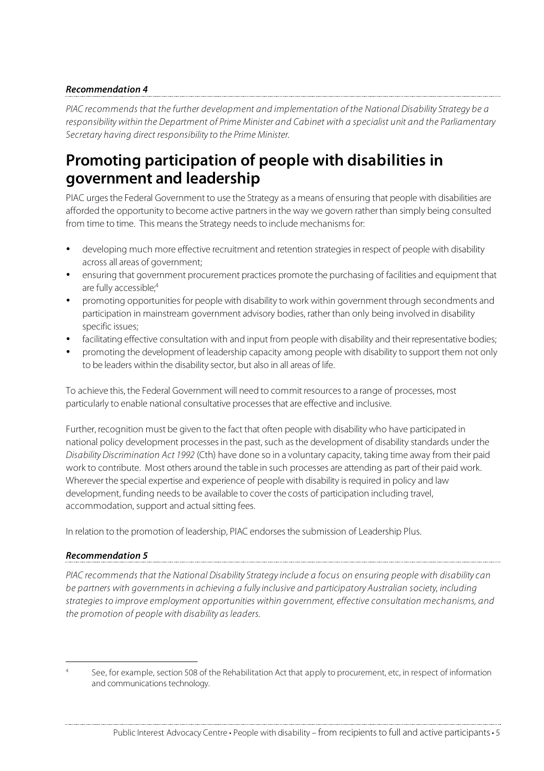***Recommendation 4***

*PIAC recommends that the further development and implementation of the National Disability Strategy be a responsibility within the Department of Prime Minister and Cabinet with a specialist unit and the Parliamentary Secretary having direct responsibility to the Prime Minister.*

# Promoting participation of people with disabilities in government and leadership

PIAC urges the Federal Government to use the Strategy as a means of ensuring that people with disabilities are afforded the opportunity to become active partners in the way we govern rather than simply being consulted from time to time. This means the Strategy needs to include mechanisms for:

- developing much more effective recruitment and retention strategies in respect of people with disability across all areas of government;
- ensuring that government procurement practices promote the purchasing of facilities and equipment that are fully accessible;[4]
- promoting opportunities for people with disability to work within government through secondments and participation in mainstream government advisory bodies, rather than only being involved in disability specific issues;
- facilitating effective consultation with and input from people with disability and their representative bodies;
- promoting the development of leadership capacity among people with disability to support them not only to be leaders within the disability sector, but also in all areas of life.

To achieve this, the Federal Government will need to commit resources to a range of processes, most particularly to enable national consultative processes that are effective and inclusive.

Further, recognition must be given to the fact that often people with disability who have participated in national policy development processes in the past, such as the development of disability standards under the *Disability Discrimination Act 1992* (Cth) have done so in a voluntary capacity, taking time away from their paid work to contribute. Most others around the table in such processes are attending as part of their paid work. Wherever the special expertise and experience of people with disability is required in policy and law development, funding needs to be available to cover the costs of participation including travel, accommodation, support and actual sitting fees.

In relation to the promotion of leadership, PIAC endorses the submission of Leadership Plus.

***Recommendation 5***

*PIAC recommends that the National Disability Strategy include a focus on ensuring people with disability can be partners with governments in achieving a fully inclusive and participatory Australian society, including strategies to improve employment opportunities within government, effective consultation mechanisms, and the promotion of people with disability as leaders.*

---

[4] See, for example, section 508 of the Rehabilitation Act that apply to procurement, etc, in respect of information and communications technology.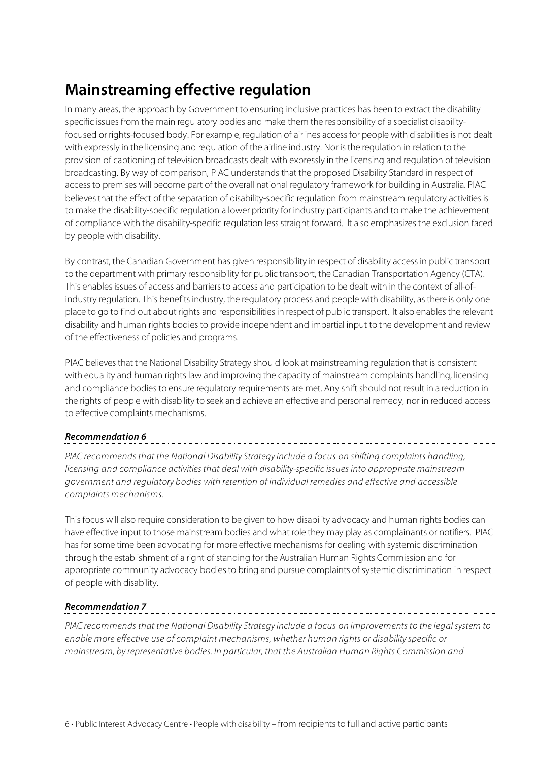## Mainstreaming effective regulation

In many areas, the approach by Government to ensuring inclusive practices has been to extract the disability specific issues from the main regulatory bodies and make them the responsibility of a specialist disability-focused or rights-focused body. For example, regulation of airlines access for people with disabilities is not dealt with expressly in the licensing and regulation of the airline industry. Nor is the regulation in relation to the provision of captioning of television broadcasts dealt with expressly in the licensing and regulation of television broadcasting. By way of comparison, PIAC understands that the proposed Disability Standard in respect of access to premises will become part of the overall national regulatory framework for building in Australia. PIAC believes that the effect of the separation of disability-specific regulation from mainstream regulatory activities is to make the disability-specific regulation a lower priority for industry participants and to make the achievement of compliance with the disability-specific regulation less straight forward. It also emphasizes the exclusion faced by people with disability.

By contrast, the Canadian Government has given responsibility in respect of disability access in public transport to the department with primary responsibility for public transport, the Canadian Transportation Agency (CTA). This enables issues of access and barriers to access and participation to be dealt with in the context of all-of-industry regulation. This benefits industry, the regulatory process and people with disability, as there is only one place to go to find out about rights and responsibilities in respect of public transport. It also enables the relevant disability and human rights bodies to provide independent and impartial input to the development and review of the effectiveness of policies and programs.

PIAC believes that the National Disability Strategy should look at mainstreaming regulation that is consistent with equality and human rights law and improving the capacity of mainstream complaints handling, licensing and compliance bodies to ensure regulatory requirements are met. Any shift should not result in a reduction in the rights of people with disability to seek and achieve an effective and personal remedy, nor in reduced access to effective complaints mechanisms.

***Recommendation 6***

*PIAC recommends that the National Disability Strategy include a focus on shifting complaints handling, licensing and compliance activities that deal with disability-specific issues into appropriate mainstream government and regulatory bodies with retention of individual remedies and effective and accessible complaints mechanisms.*

This focus will also require consideration to be given to how disability advocacy and human rights bodies can have effective input to those mainstream bodies and what role they may play as complainants or notifiers. PIAC has for some time been advocating for more effective mechanisms for dealing with systemic discrimination through the establishment of a right of standing for the Australian Human Rights Commission and for appropriate community advocacy bodies to bring and pursue complaints of systemic discrimination in respect of people with disability.

***Recommendation 7***

*PIAC recommends that the National Disability Strategy include a focus on improvements to the legal system to enable more effective use of complaint mechanisms, whether human rights or disability specific or mainstream, by representative bodies. In particular, that the Australian Human Rights Commission and*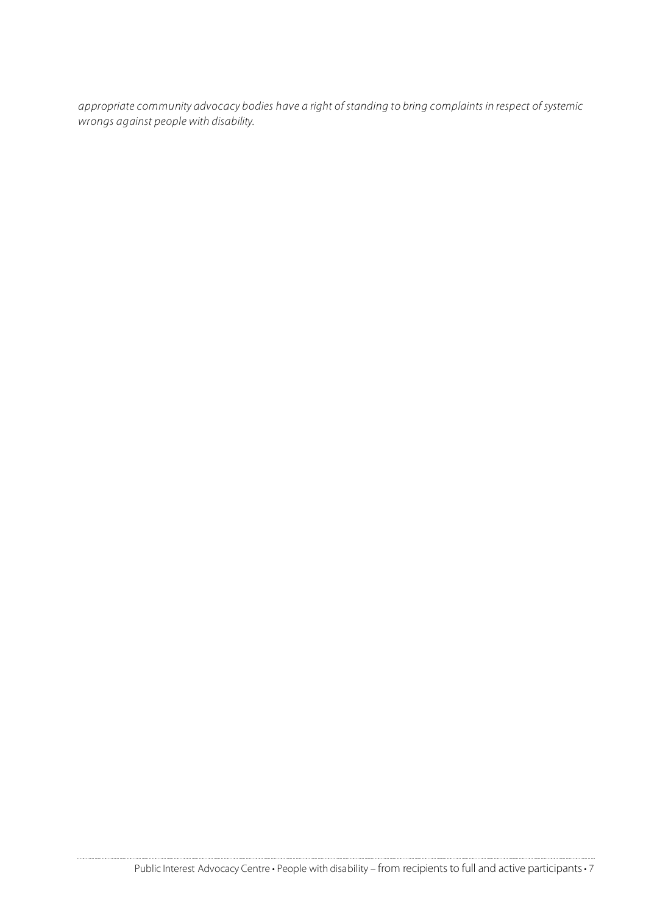*appropriate community advocacy bodies have a right of standing to bring complaints in respect of systemic wrongs against people with disability.*